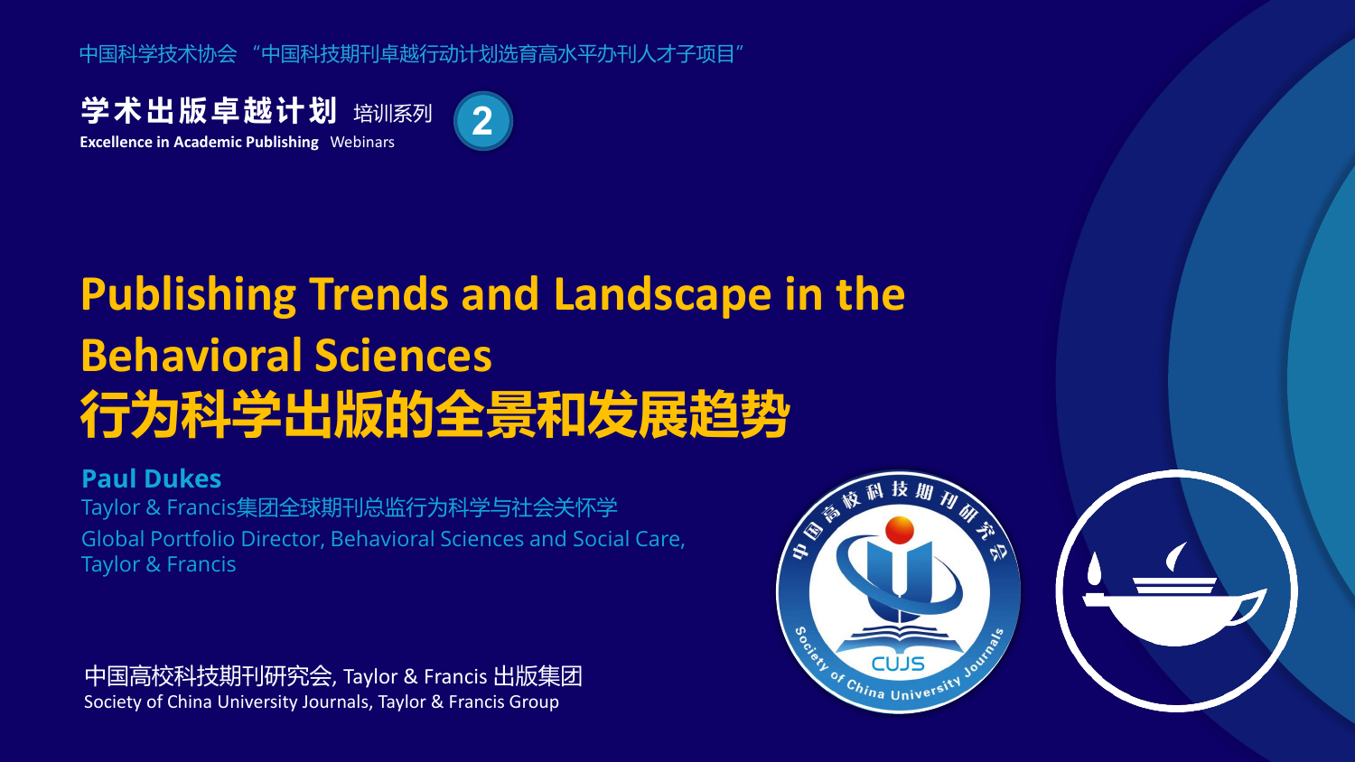中国科学技术协会 “中国科技期刊卓越行动计划选育高水平办刊人才子项目”

**学术出版卓越计划** 培训系列

**Excellence in Academic Publishing** Webinars

2

# Publishing Trends and Landscape in the Behavioral Sciences

# 行为科学出版的全景和发展趋势

**Paul Dukes**

Taylor & Francis集团全球期刊总监行为科学与社会关怀学

Global Portfolio Director, Behavioral Sciences and Social Care, Taylor & Francis

中国高校科技期刊研究会, Taylor & Francis 出版集团

Society of China University Journals, Taylor & Francis Group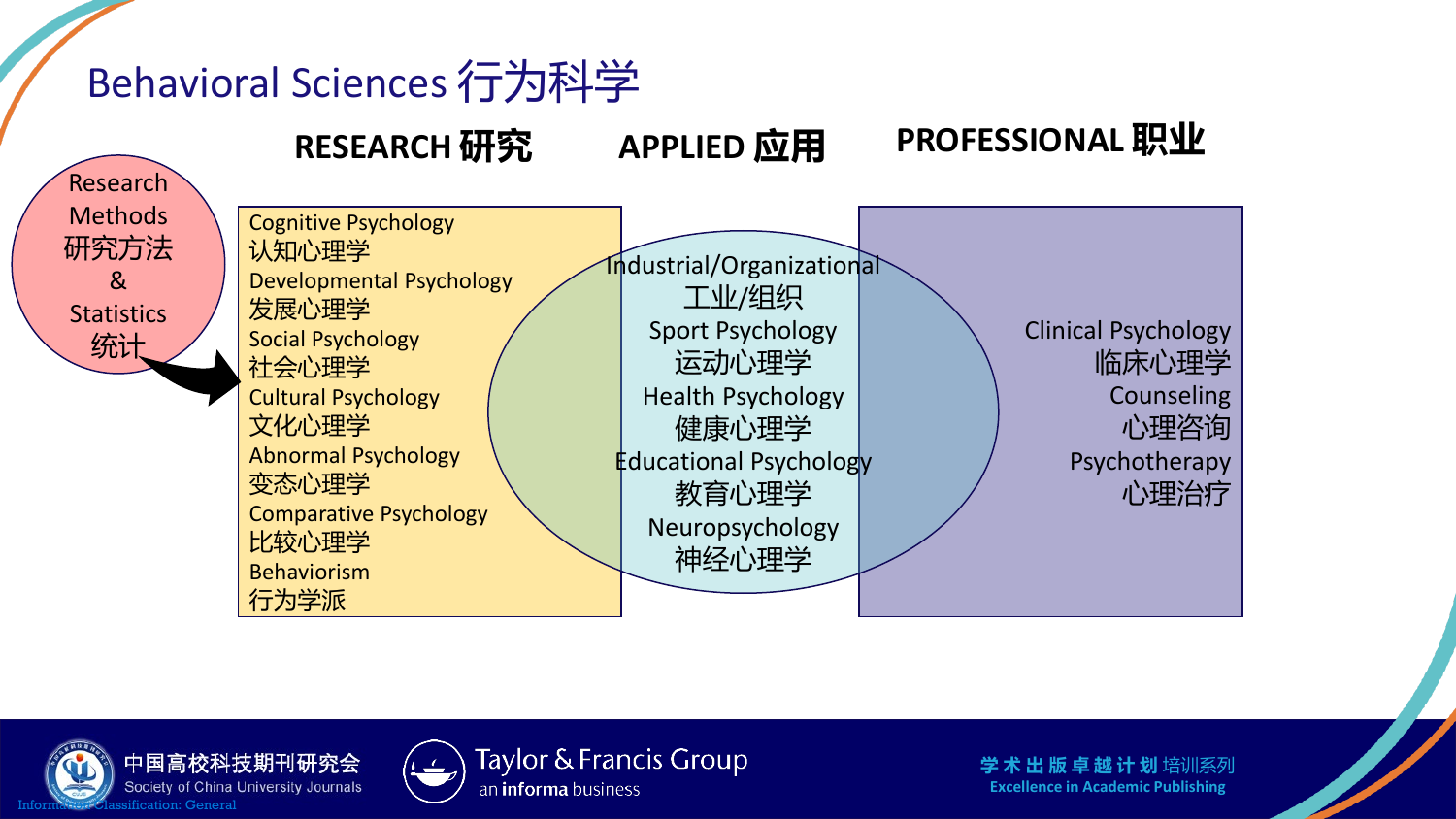# Behavioral Sciences 行为科学

**RESEARCH 研究**

**APPLIED 应用**

**PROFESSIONAL 职业**

Research Methods 研究方法 & Statistics 统计

**RESEARCH 研究**

- Cognitive Psychology 认知心理学
- Developmental Psychology 发展心理学
- Social Psychology 社会心理学
- Cultural Psychology 文化心理学
- Abnormal Psychology 变态心理学
- Comparative Psychology 比较心理学
- Behaviorism 行为学派

**APPLIED 应用**

- Industrial/Organizational 工业/组织
- Sport Psychology 运动心理学
- Health Psychology 健康心理学
- Educational Psychology 教育心理学
- Neuropsychology 神经心理学

**PROFESSIONAL 职业**

- Clinical Psychology 临床心理学
- Counseling 心理咨询
- Psychotherapy 心理治疗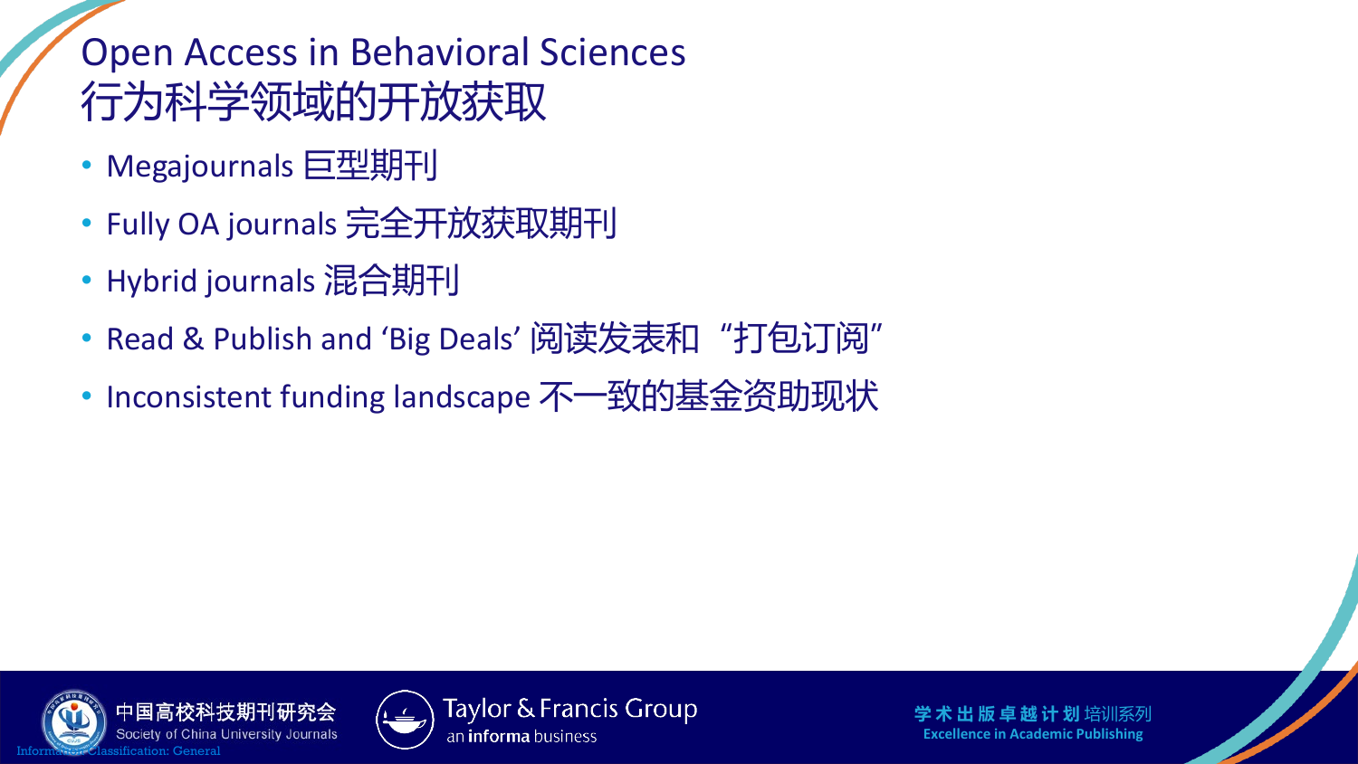# Open Access in Behavioral Sciences
# 行为科学领域的开放获取

- Megajournals 巨型期刊
- Fully OA journals 完全开放获取期刊
- Hybrid journals 混合期刊
- Read & Publish and 'Big Deals' 阅读发表和“打包订阅”
- Inconsistent funding landscape 不一致的基金资助现状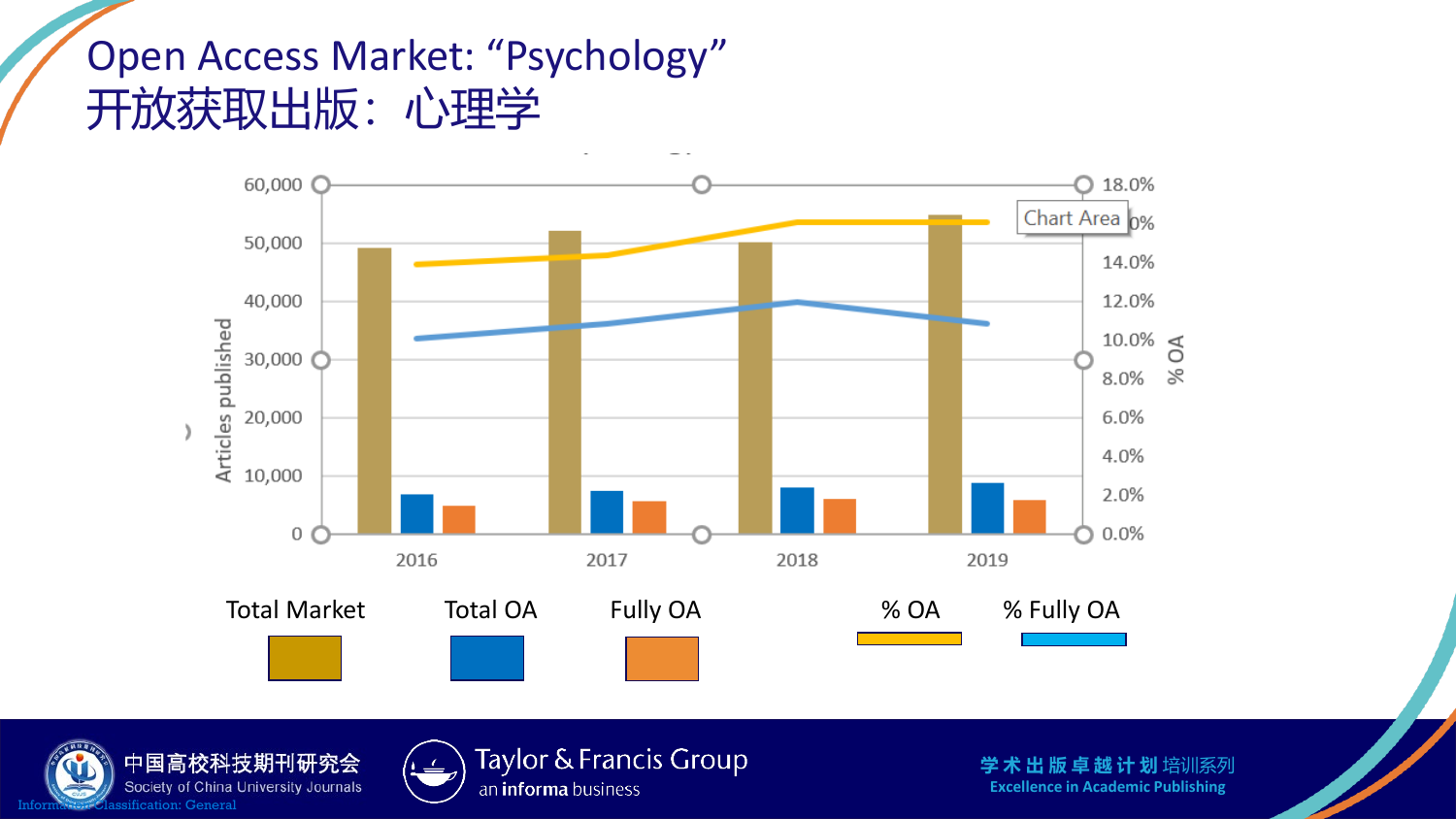# Open Access Market: “Psychology”
# 开放获取出版：心理学

60,000
50,000
40,000
30,000
20,000
10,000
0

Articles published

18.0%
Chart Area
14.0%
12.0%
10.0%
8.0%
6.0%
4.0%
2.0%
0.0%

% OA

2016 2017 2018 2019

Total Market Total OA Fully OA % OA % Fully OA

Information Classification: General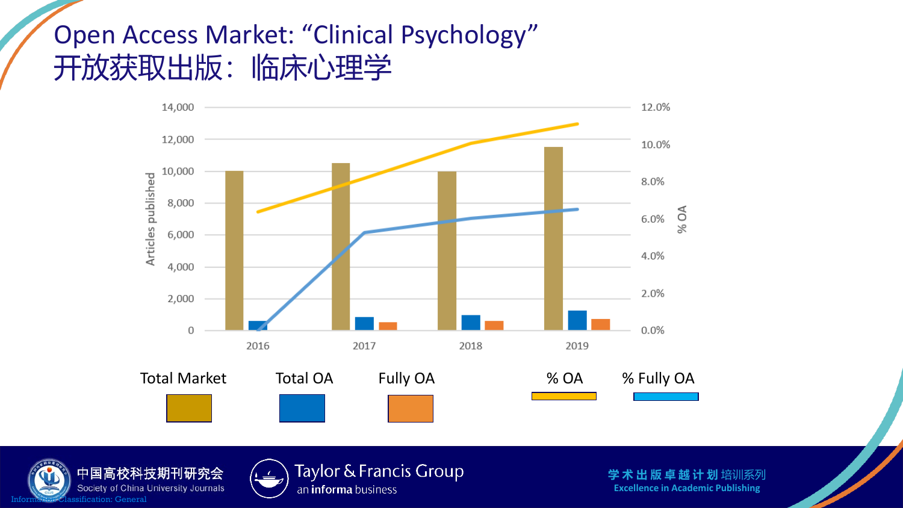# Open Access Market: “Clinical Psychology”
# 开放获取出版：临床心理学

Articles published

14,000
12,000
10,000
8,000
6,000
4,000
2,000
0

% OA

12.0%
10.0%
8.0%
6.0%
4.0%
2.0%
0.0%

2016 2017 2018 2019

Total Market | Total OA | Fully OA | % OA | % Fully OA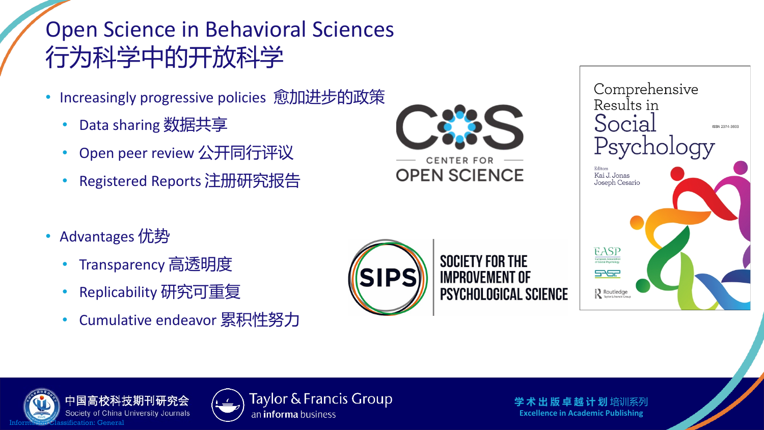# Open Science in Behavioral Sciences
# 行为科学中的开放科学

- Increasingly progressive policies 愈加进步的政策
  - Data sharing 数据共享
  - Open peer review 公开同行评议
  - Registered Reports 注册研究报告

- Advantages 优势
  - Transparency 高透明度
  - Replicability 研究可重复
  - Cumulative endeavor 累积性努力

COS CENTER FOR OPEN SCIENCE

SIPS SOCIETY FOR THE IMPROVEMENT OF PSYCHOLOGICAL SCIENCE

Comprehensive Results in Social Psychology

ISSN 2374-3603

Editors
Kai J. Jonas
Joseph Cesario

EASP

SPSP

Routledge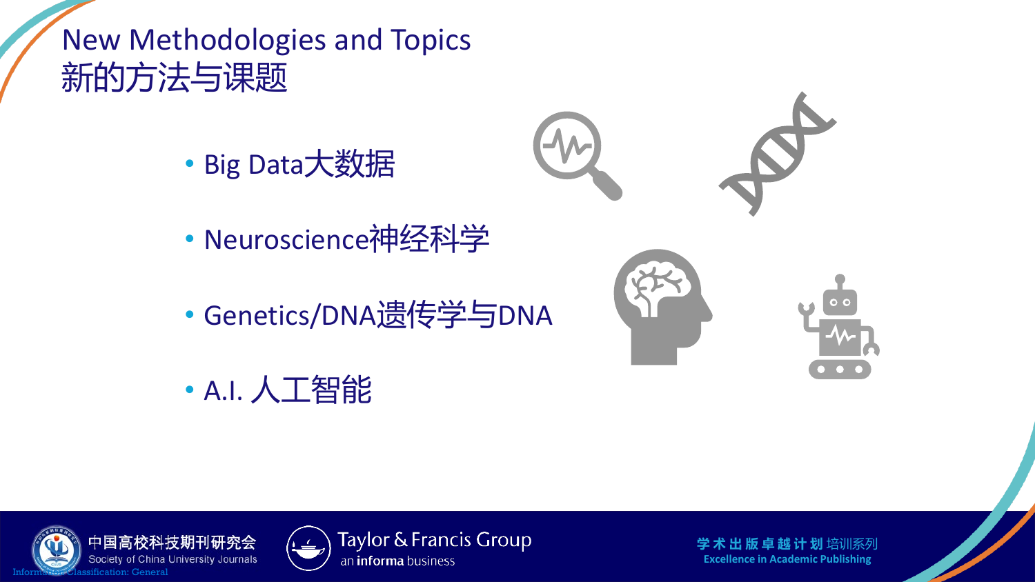# New Methodologies and Topics
# 新的方法与课题

- Big Data大数据
- Neuroscience神经科学
- Genetics/DNA遗传学与DNA
- A.I. 人工智能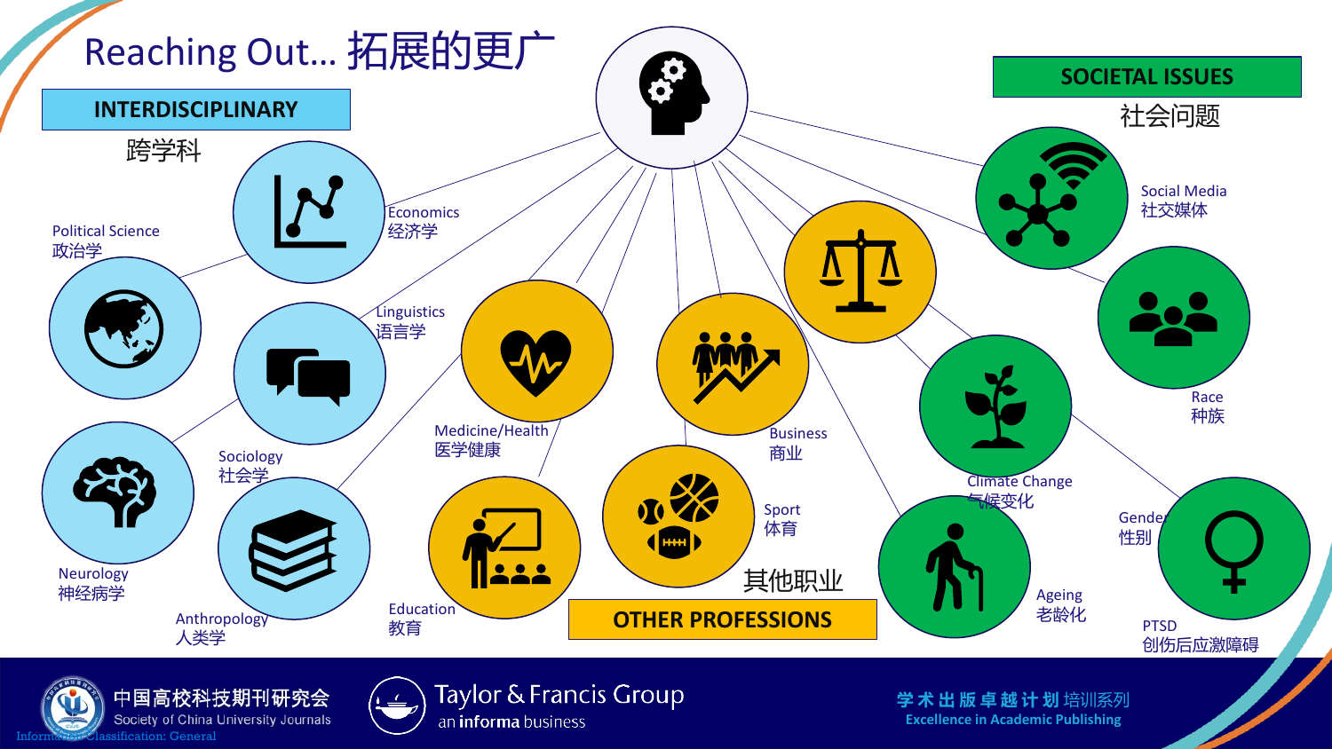# Reaching Out... 拓展的更广

## INTERDISCIPLINARY

跨学科

- Economics 经济学
- Political Science 政治学
- Linguistics 语言学
- Sociology 社会学
- Neurology 神经病学
- Anthropology 人类学

## OTHER PROFESSIONS

其他职业

- Medicine/Health 医学健康
- Business 商业
- Education 教育
- Sport 体育

## SOCIETAL ISSUES

社会问题

- Social Media 社交媒体
- Race 种族
- Climate Change 气候变化
- Gender 性别
- Ageing 老龄化
- PTSD 创伤后应激障碍

中国高校科技期刊研究会 Society of China University Journals

Taylor & Francis Group an informa business

学术出版卓越计划培训系列 Excellence in Academic Publishing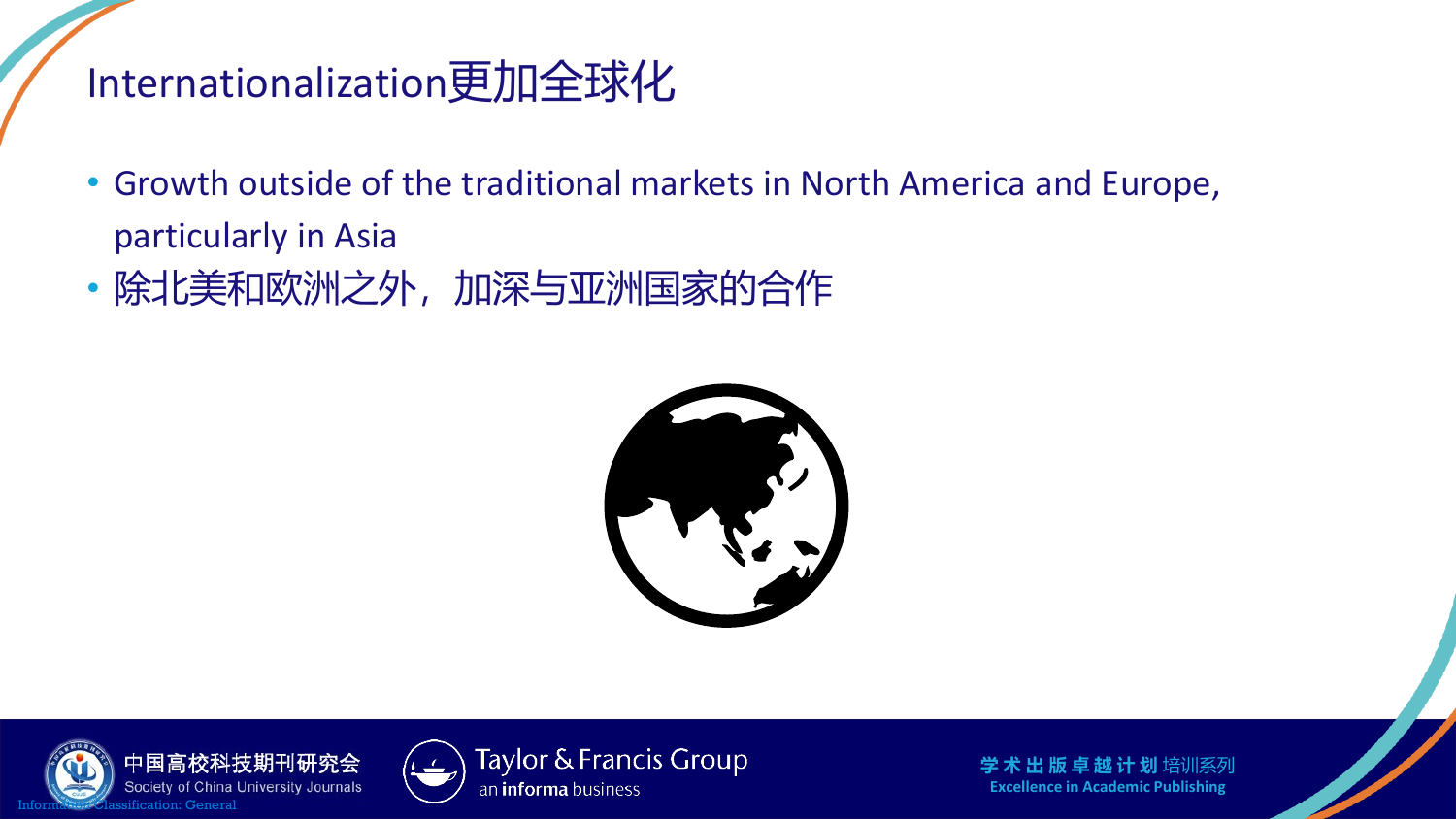# Internationalization更加全球化

- Growth outside of the traditional markets in North America and Europe, particularly in Asia
- 除北美和欧洲之外，加深与亚洲国家的合作